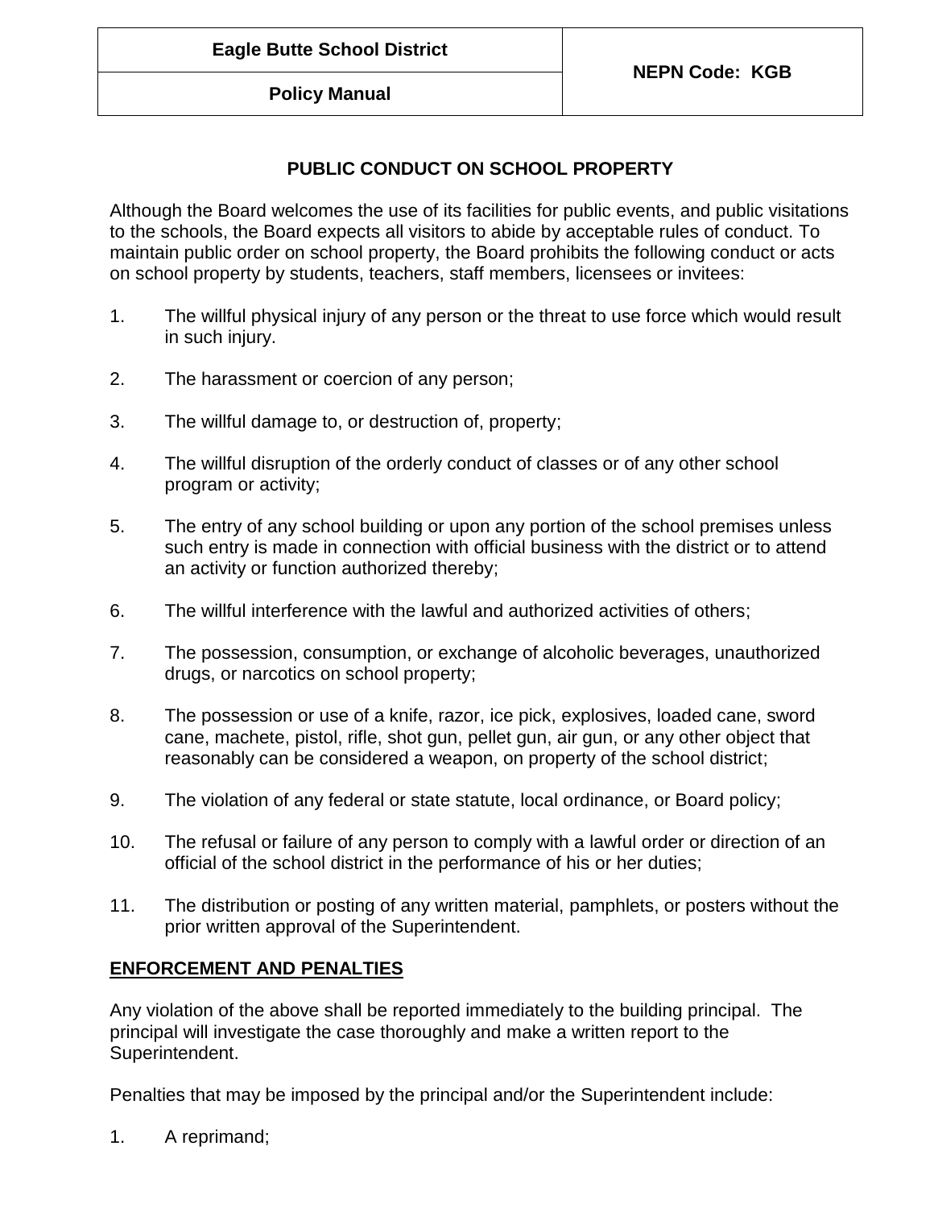| Eagle Butte School District | NEPN Code: KGB |
| --- | --- |
| Policy Manual | |

# PUBLIC CONDUCT ON SCHOOL PROPERTY

Although the Board welcomes the use of its facilities for public events, and public visitations to the schools, the Board expects all visitors to abide by acceptable rules of conduct. To maintain public order on school property, the Board prohibits the following conduct or acts on school property by students, teachers, staff members, licensees or invitees:

1. The willful physical injury of any person or the threat to use force which would result in such injury.
2. The harassment or coercion of any person;
3. The willful damage to, or destruction of, property;
4. The willful disruption of the orderly conduct of classes or of any other school program or activity;
5. The entry of any school building or upon any portion of the school premises unless such entry is made in connection with official business with the district or to attend an activity or function authorized thereby;
6. The willful interference with the lawful and authorized activities of others;
7. The possession, consumption, or exchange of alcoholic beverages, unauthorized drugs, or narcotics on school property;
8. The possession or use of a knife, razor, ice pick, explosives, loaded cane, sword cane, machete, pistol, rifle, shot gun, pellet gun, air gun, or any other object that reasonably can be considered a weapon, on property of the school district;
9. The violation of any federal or state statute, local ordinance, or Board policy;
10. The refusal or failure of any person to comply with a lawful order or direction of an official of the school district in the performance of his or her duties;
11. The distribution or posting of any written material, pamphlets, or posters without the prior written approval of the Superintendent.

## ENFORCEMENT AND PENALTIES

Any violation of the above shall be reported immediately to the building principal. The principal will investigate the case thoroughly and make a written report to the Superintendent.

Penalties that may be imposed by the principal and/or the Superintendent include:

1. A reprimand;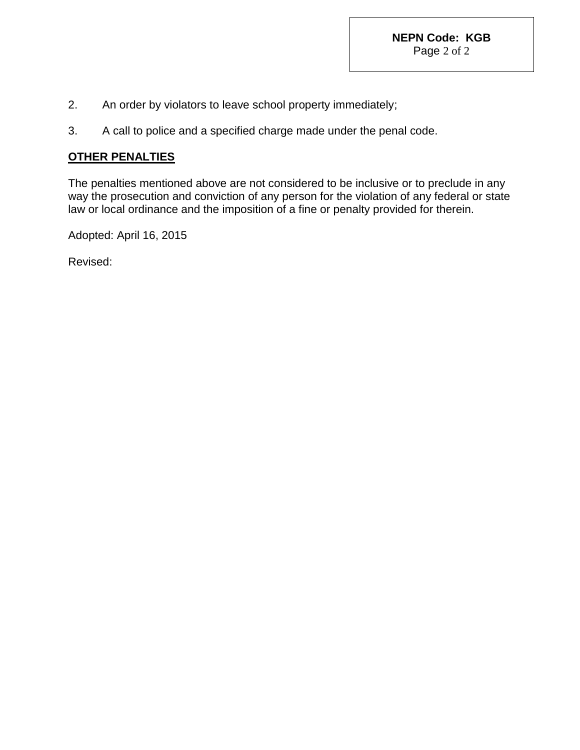2. An order by violators to leave school property immediately;

3. A call to police and a specified charge made under the penal code.

**OTHER PENALTIES**

The penalties mentioned above are not considered to be inclusive or to preclude in any way the prosecution and conviction of any person for the violation of any federal or state law or local ordinance and the imposition of a fine or penalty provided for therein.

Adopted: April 16, 2015

Revised: